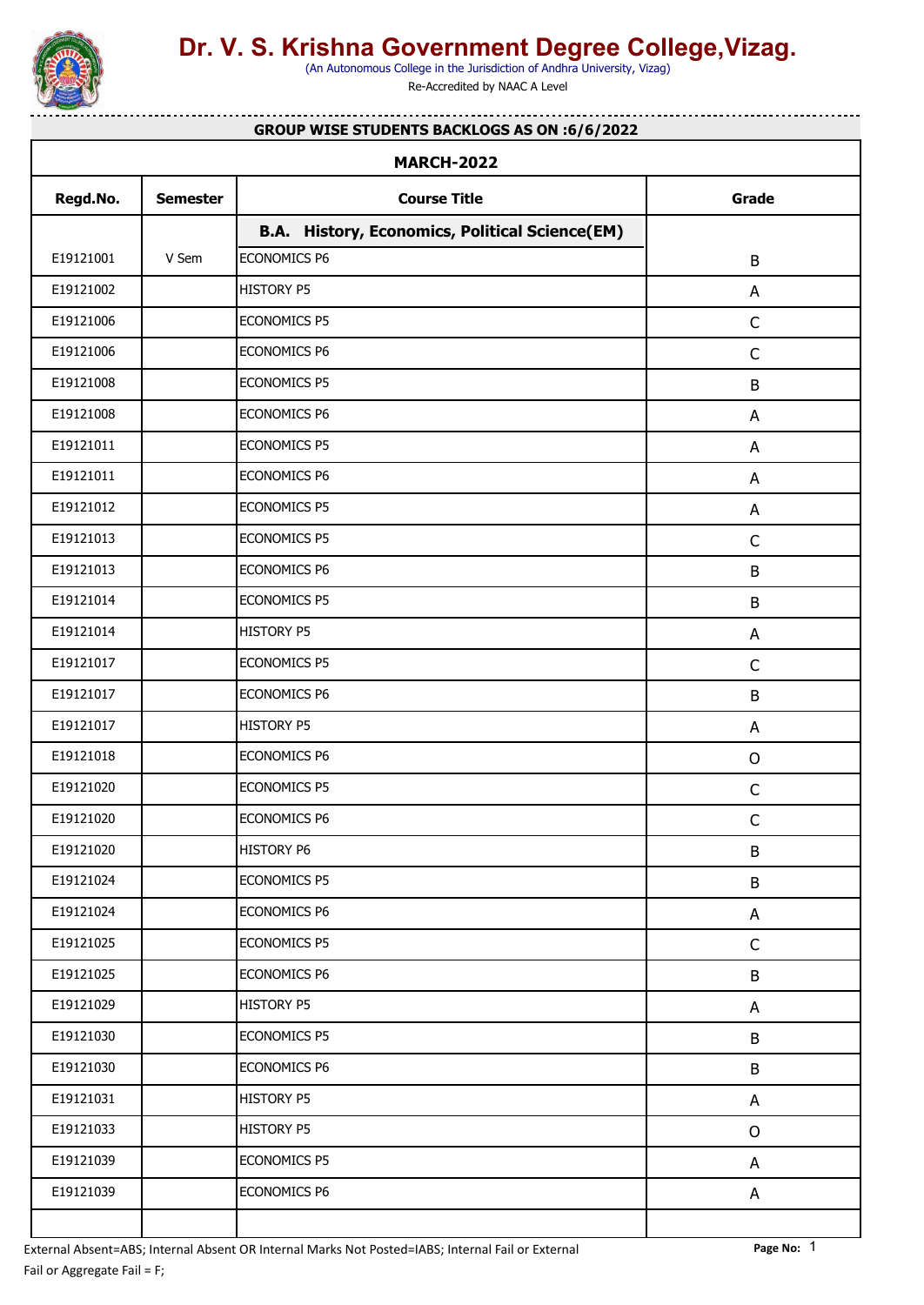# Dr. V. S. Krishna Government Degree College,Vizag.

(An Autonomous College in the Jurisdiction of Andhra University, Vizag)

Re-Accredited by NAAC A Level

**GROUP WISE STUDENTS BACKLOGS AS ON :6/6/2022**

**MARCH-2022**

| Regd.No. | Semester | Course Title | Grade |
|---|---|---|---|
| | | **B.A. History, Economics, Political Science(EM)** | |
| E19121001 | V Sem | ECONOMICS P6 | B |
| E19121002 | | HISTORY P5 | A |
| E19121006 | | ECONOMICS P5 | C |
| E19121006 | | ECONOMICS P6 | C |
| E19121008 | | ECONOMICS P5 | B |
| E19121008 | | ECONOMICS P6 | A |
| E19121011 | | ECONOMICS P5 | A |
| E19121011 | | ECONOMICS P6 | A |
| E19121012 | | ECONOMICS P5 | A |
| E19121013 | | ECONOMICS P5 | C |
| E19121013 | | ECONOMICS P6 | B |
| E19121014 | | ECONOMICS P5 | B |
| E19121014 | | HISTORY P5 | A |
| E19121017 | | ECONOMICS P5 | C |
| E19121017 | | ECONOMICS P6 | B |
| E19121017 | | HISTORY P5 | A |
| E19121018 | | ECONOMICS P6 | O |
| E19121020 | | ECONOMICS P5 | C |
| E19121020 | | ECONOMICS P6 | C |
| E19121020 | | HISTORY P6 | B |
| E19121024 | | ECONOMICS P5 | B |
| E19121024 | | ECONOMICS P6 | A |
| E19121025 | | ECONOMICS P5 | C |
| E19121025 | | ECONOMICS P6 | B |
| E19121029 | | HISTORY P5 | A |
| E19121030 | | ECONOMICS P5 | B |
| E19121030 | | ECONOMICS P6 | B |
| E19121031 | | HISTORY P5 | A |
| E19121033 | | HISTORY P5 | O |
| E19121039 | | ECONOMICS P5 | A |
| E19121039 | | ECONOMICS P6 | A |

External Absent=ABS; Internal Absent OR Internal Marks Not Posted=IABS; Internal Fail or External Fail or Aggregate Fail = F;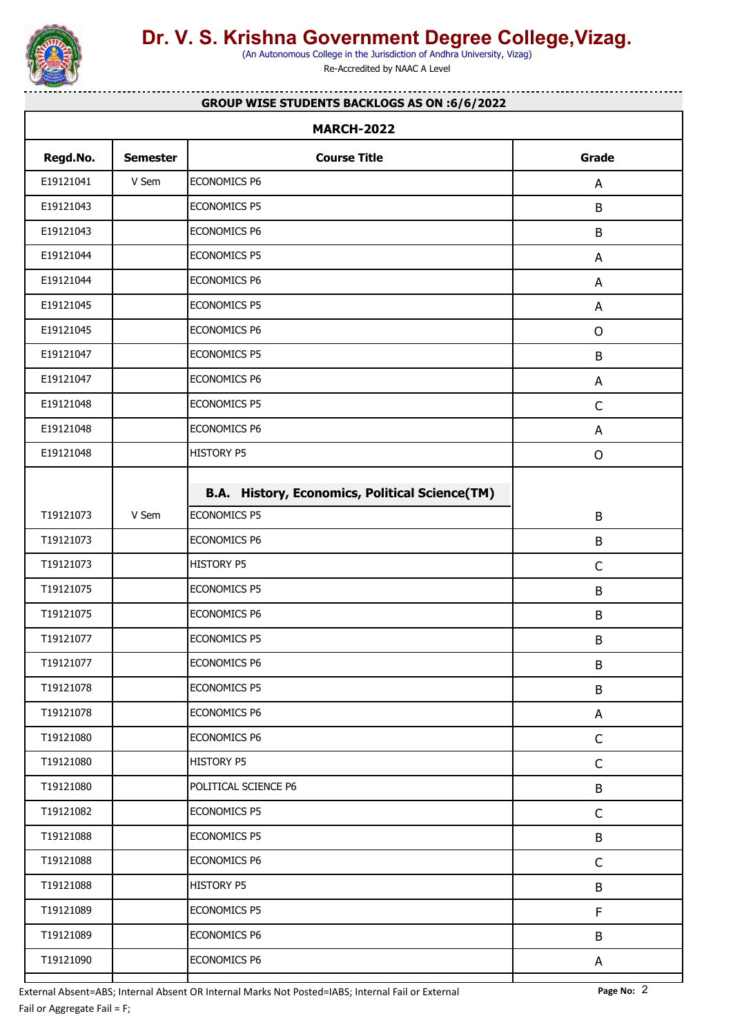# Dr. V. S. Krishna Government Degree College,Vizag.

(An Autonomous College in the Jurisdiction of Andhra University, Vizag)

Re-Accredited by NAAC A Level

**GROUP WISE STUDENTS BACKLOGS AS ON :6/6/2022**

**MARCH-2022**

| Regd.No. | Semester | Course Title | Grade |
|---|---|---|---|
| E19121041 | V Sem | ECONOMICS P6 | A |
| E19121043 | | ECONOMICS P5 | B |
| E19121043 | | ECONOMICS P6 | B |
| E19121044 | | ECONOMICS P5 | A |
| E19121044 | | ECONOMICS P6 | A |
| E19121045 | | ECONOMICS P5 | A |
| E19121045 | | ECONOMICS P6 | O |
| E19121047 | | ECONOMICS P5 | B |
| E19121047 | | ECONOMICS P6 | A |
| E19121048 | | ECONOMICS P5 | C |
| E19121048 | | ECONOMICS P6 | A |
| E19121048 | | HISTORY P5 | O |
| | | **B.A. History, Economics, Political Science(TM)** | |
| T19121073 | V Sem | ECONOMICS P5 | B |
| T19121073 | | ECONOMICS P6 | B |
| T19121073 | | HISTORY P5 | C |
| T19121075 | | ECONOMICS P5 | B |
| T19121075 | | ECONOMICS P6 | B |
| T19121077 | | ECONOMICS P5 | B |
| T19121077 | | ECONOMICS P6 | B |
| T19121078 | | ECONOMICS P5 | B |
| T19121078 | | ECONOMICS P6 | A |
| T19121080 | | ECONOMICS P6 | C |
| T19121080 | | HISTORY P5 | C |
| T19121080 | | POLITICAL SCIENCE P6 | B |
| T19121082 | | ECONOMICS P5 | C |
| T19121088 | | ECONOMICS P5 | B |
| T19121088 | | ECONOMICS P6 | C |
| T19121088 | | HISTORY P5 | B |
| T19121089 | | ECONOMICS P5 | F |
| T19121089 | | ECONOMICS P6 | B |
| T19121090 | | ECONOMICS P6 | A |

External Absent=ABS; Internal Absent OR Internal Marks Not Posted=IABS; Internal Fail or External Fail or Aggregate Fail = F;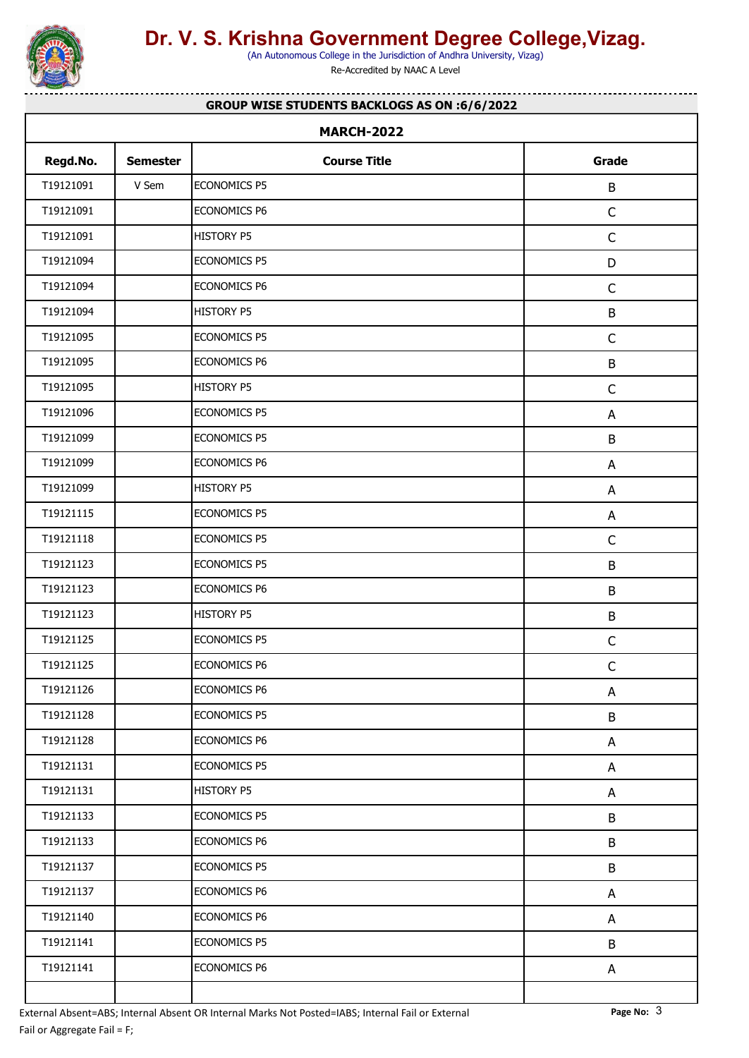# Dr. V. S. Krishna Government Degree College,Vizag.

(An Autonomous College in the Jurisdiction of Andhra University, Vizag)

Re-Accredited by NAAC A Level

**GROUP WISE STUDENTS BACKLOGS AS ON :6/6/2022**

**MARCH-2022**

| Regd.No. | Semester | Course Title | Grade |
|---|---|---|---|
| T19121091 | V Sem | ECONOMICS P5 | B |
| T19121091 | | ECONOMICS P6 | C |
| T19121091 | | HISTORY P5 | C |
| T19121094 | | ECONOMICS P5 | D |
| T19121094 | | ECONOMICS P6 | C |
| T19121094 | | HISTORY P5 | B |
| T19121095 | | ECONOMICS P5 | C |
| T19121095 | | ECONOMICS P6 | B |
| T19121095 | | HISTORY P5 | C |
| T19121096 | | ECONOMICS P5 | A |
| T19121099 | | ECONOMICS P5 | B |
| T19121099 | | ECONOMICS P6 | A |
| T19121099 | | HISTORY P5 | A |
| T19121115 | | ECONOMICS P5 | A |
| T19121118 | | ECONOMICS P5 | C |
| T19121123 | | ECONOMICS P5 | B |
| T19121123 | | ECONOMICS P6 | B |
| T19121123 | | HISTORY P5 | B |
| T19121125 | | ECONOMICS P5 | C |
| T19121125 | | ECONOMICS P6 | C |
| T19121126 | | ECONOMICS P6 | A |
| T19121128 | | ECONOMICS P5 | B |
| T19121128 | | ECONOMICS P6 | A |
| T19121131 | | ECONOMICS P5 | A |
| T19121131 | | HISTORY P5 | A |
| T19121133 | | ECONOMICS P5 | B |
| T19121133 | | ECONOMICS P6 | B |
| T19121137 | | ECONOMICS P5 | B |
| T19121137 | | ECONOMICS P6 | A |
| T19121140 | | ECONOMICS P6 | A |
| T19121141 | | ECONOMICS P5 | B |
| T19121141 | | ECONOMICS P6 | A |

External Absent=ABS; Internal Absent OR Internal Marks Not Posted=IABS; Internal Fail or External Fail or Aggregate Fail = F;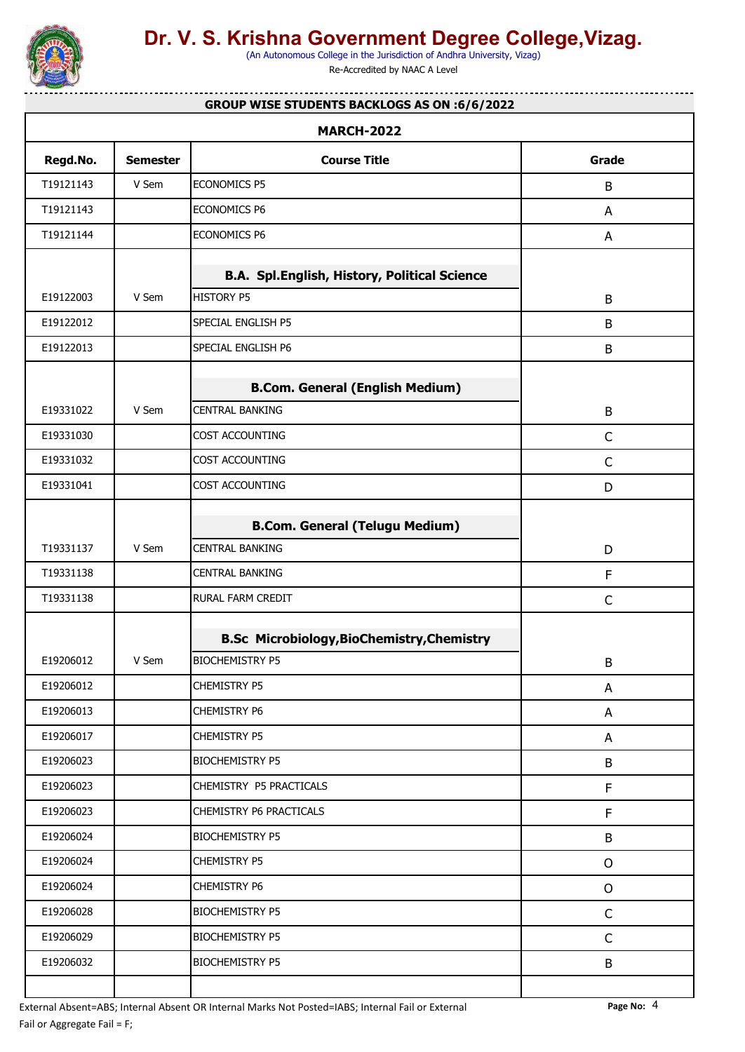# Dr. V. S. Krishna Government Degree College,Vizag.

(An Autonomous College in the Jurisdiction of Andhra University, Vizag)

Re-Accredited by NAAC A Level

**GROUP WISE STUDENTS BACKLOGS AS ON :6/6/2022**

**MARCH-2022**

| Regd.No. | Semester | Course Title | Grade |
|---|---|---|---|
| T19121143 | V Sem | ECONOMICS P5 | B |
| T19121143 | | ECONOMICS P6 | A |
| T19121144 | | ECONOMICS P6 | A |
| | | **B.A. Spl.English, History, Political Science** | |
| E19122003 | V Sem | HISTORY P5 | B |
| E19122012 | | SPECIAL ENGLISH P5 | B |
| E19122013 | | SPECIAL ENGLISH P6 | B |
| | | **B.Com. General (English Medium)** | |
| E19331022 | V Sem | CENTRAL BANKING | B |
| E19331030 | | COST ACCOUNTING | C |
| E19331032 | | COST ACCOUNTING | C |
| E19331041 | | COST ACCOUNTING | D |
| | | **B.Com. General (Telugu Medium)** | |
| T19331137 | V Sem | CENTRAL BANKING | D |
| T19331138 | | CENTRAL BANKING | F |
| T19331138 | | RURAL FARM CREDIT | C |
| | | **B.Sc Microbiology,BioChemistry,Chemistry** | |
| E19206012 | V Sem | BIOCHEMISTRY P5 | B |
| E19206012 | | CHEMISTRY P5 | A |
| E19206013 | | CHEMISTRY P6 | A |
| E19206017 | | CHEMISTRY P5 | A |
| E19206023 | | BIOCHEMISTRY P5 | B |
| E19206023 | | CHEMISTRY P5 PRACTICALS | F |
| E19206023 | | CHEMISTRY P6 PRACTICALS | F |
| E19206024 | | BIOCHEMISTRY P5 | B |
| E19206024 | | CHEMISTRY P5 | O |
| E19206024 | | CHEMISTRY P6 | O |
| E19206028 | | BIOCHEMISTRY P5 | C |
| E19206029 | | BIOCHEMISTRY P5 | C |
| E19206032 | | BIOCHEMISTRY P5 | B |

External Absent=ABS; Internal Absent OR Internal Marks Not Posted=IABS; Internal Fail or External Fail or Aggregate Fail = F;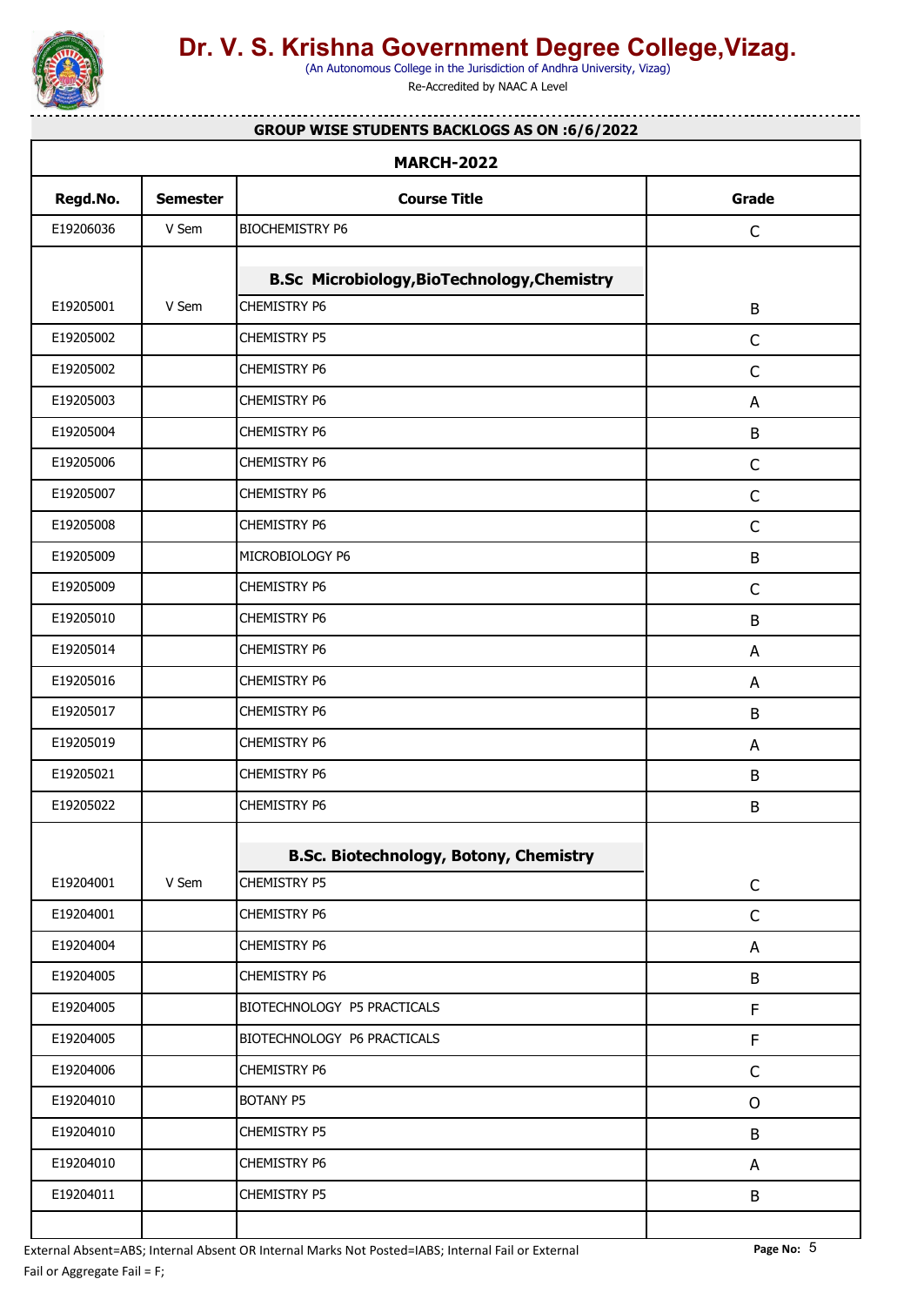# Dr. V. S. Krishna Government Degree College,Vizag.

(An Autonomous College in the Jurisdiction of Andhra University, Vizag)

Re-Accredited by NAAC A Level

**GROUP WISE STUDENTS BACKLOGS AS ON :6/6/2022**

**MARCH-2022**

| Regd.No. | Semester | Course Title | Grade |
|---|---|---|---|
| E19206036 | V Sem | BIOCHEMISTRY P6 | C |
| | | **B.Sc Microbiology,BioTechnology,Chemistry** | |
| E19205001 | V Sem | CHEMISTRY P6 | B |
| E19205002 | | CHEMISTRY P5 | C |
| E19205002 | | CHEMISTRY P6 | C |
| E19205003 | | CHEMISTRY P6 | A |
| E19205004 | | CHEMISTRY P6 | B |
| E19205006 | | CHEMISTRY P6 | C |
| E19205007 | | CHEMISTRY P6 | C |
| E19205008 | | CHEMISTRY P6 | C |
| E19205009 | | MICROBIOLOGY P6 | B |
| E19205009 | | CHEMISTRY P6 | C |
| E19205010 | | CHEMISTRY P6 | B |
| E19205014 | | CHEMISTRY P6 | A |
| E19205016 | | CHEMISTRY P6 | A |
| E19205017 | | CHEMISTRY P6 | B |
| E19205019 | | CHEMISTRY P6 | A |
| E19205021 | | CHEMISTRY P6 | B |
| E19205022 | | CHEMISTRY P6 | B |
| | | **B.Sc. Biotechnology, Botony, Chemistry** | |
| E19204001 | V Sem | CHEMISTRY P5 | C |
| E19204001 | | CHEMISTRY P6 | C |
| E19204004 | | CHEMISTRY P6 | A |
| E19204005 | | CHEMISTRY P6 | B |
| E19204005 | | BIOTECHNOLOGY P5 PRACTICALS | F |
| E19204005 | | BIOTECHNOLOGY P6 PRACTICALS | F |
| E19204006 | | CHEMISTRY P6 | C |
| E19204010 | | BOTANY P5 | O |
| E19204010 | | CHEMISTRY P5 | B |
| E19204010 | | CHEMISTRY P6 | A |
| E19204011 | | CHEMISTRY P5 | B |

External Absent=ABS; Internal Absent OR Internal Marks Not Posted=IABS; Internal Fail or External Fail or Aggregate Fail = F;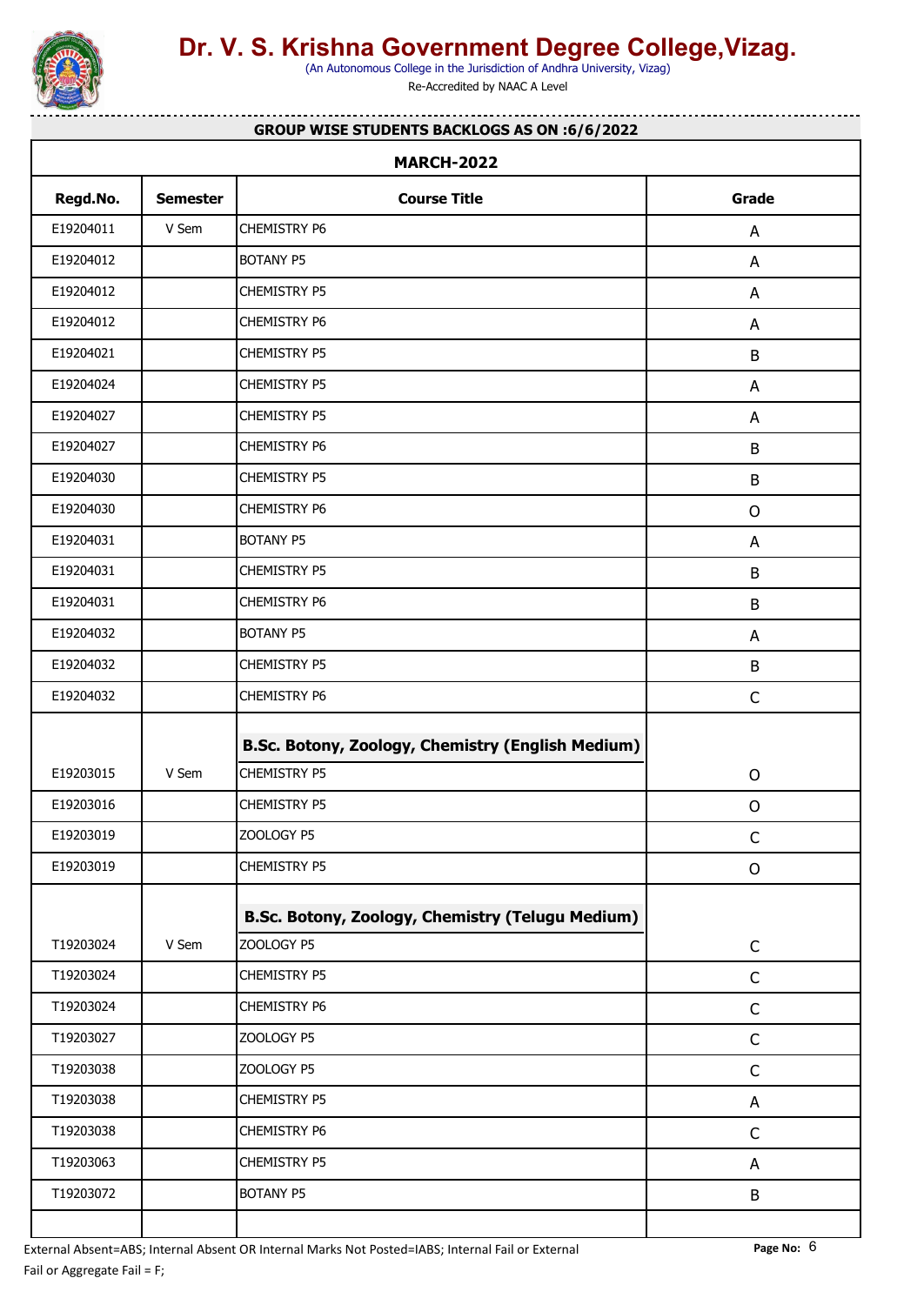# Dr. V. S. Krishna Government Degree College,Vizag.

(An Autonomous College in the Jurisdiction of Andhra University, Vizag)

Re-Accredited by NAAC A Level

**GROUP WISE STUDENTS BACKLOGS AS ON :6/6/2022**

**MARCH-2022**

| Regd.No. | Semester | Course Title | Grade |
|---|---|---|---|
| E19204011 | V Sem | CHEMISTRY P6 | A |
| E19204012 | | BOTANY P5 | A |
| E19204012 | | CHEMISTRY P5 | A |
| E19204012 | | CHEMISTRY P6 | A |
| E19204021 | | CHEMISTRY P5 | B |
| E19204024 | | CHEMISTRY P5 | A |
| E19204027 | | CHEMISTRY P5 | A |
| E19204027 | | CHEMISTRY P6 | B |
| E19204030 | | CHEMISTRY P5 | B |
| E19204030 | | CHEMISTRY P6 | O |
| E19204031 | | BOTANY P5 | A |
| E19204031 | | CHEMISTRY P5 | B |
| E19204031 | | CHEMISTRY P6 | B |
| E19204032 | | BOTANY P5 | A |
| E19204032 | | CHEMISTRY P5 | B |
| E19204032 | | CHEMISTRY P6 | C |
| | | **B.Sc. Botany, Zoology, Chemistry (English Medium)** | |
| E19203015 | V Sem | CHEMISTRY P5 | O |
| E19203016 | | CHEMISTRY P5 | O |
| E19203019 | | ZOOLOGY P5 | C |
| E19203019 | | CHEMISTRY P5 | O |
| | | **B.Sc. Botany, Zoology, Chemistry (Telugu Medium)** | |
| T19203024 | V Sem | ZOOLOGY P5 | C |
| T19203024 | | CHEMISTRY P5 | C |
| T19203024 | | CHEMISTRY P6 | C |
| T19203027 | | ZOOLOGY P5 | C |
| T19203038 | | ZOOLOGY P5 | C |
| T19203038 | | CHEMISTRY P5 | A |
| T19203038 | | CHEMISTRY P6 | C |
| T19203063 | | CHEMISTRY P5 | A |
| T19203072 | | BOTANY P5 | B |

External Absent=ABS; Internal Absent OR Internal Marks Not Posted=IABS; Internal Fail or External Fail or Aggregate Fail = F;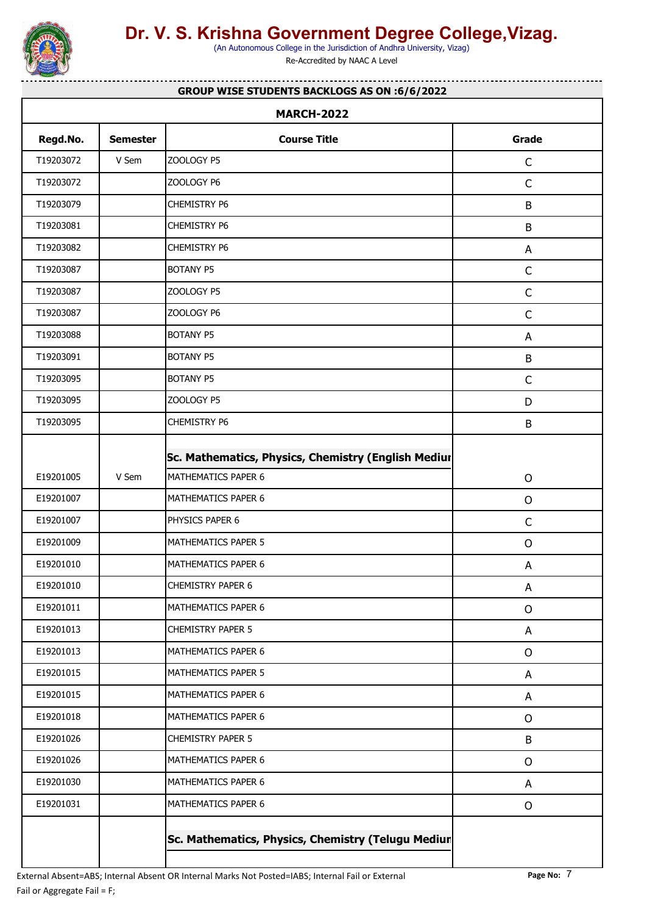# Dr. V. S. Krishna Government Degree College,Vizag.

(An Autonomous College in the Jurisdiction of Andhra University, Vizag)

Re-Accredited by NAAC A Level

**GROUP WISE STUDENTS BACKLOGS AS ON :6/6/2022**

**MARCH-2022**

| Regd.No. | Semester | Course Title | Grade |
|---|---|---|---|
| T19203072 | V Sem | ZOOLOGY P5 | C |
| T19203072 | | ZOOLOGY P6 | C |
| T19203079 | | CHEMISTRY P6 | B |
| T19203081 | | CHEMISTRY P6 | B |
| T19203082 | | CHEMISTRY P6 | A |
| T19203087 | | BOTANY P5 | C |
| T19203087 | | ZOOLOGY P5 | C |
| T19203087 | | ZOOLOGY P6 | C |
| T19203088 | | BOTANY P5 | A |
| T19203091 | | BOTANY P5 | B |
| T19203095 | | BOTANY P5 | C |
| T19203095 | | ZOOLOGY P5 | D |
| T19203095 | | CHEMISTRY P6 | B |
| | | **Sc. Mathematics, Physics, Chemistry (English Mediur** | |
| E19201005 | V Sem | MATHEMATICS PAPER 6 | O |
| E19201007 | | MATHEMATICS PAPER 6 | O |
| E19201007 | | PHYSICS PAPER 6 | C |
| E19201009 | | MATHEMATICS PAPER 5 | O |
| E19201010 | | MATHEMATICS PAPER 6 | A |
| E19201010 | | CHEMISTRY PAPER 6 | A |
| E19201011 | | MATHEMATICS PAPER 6 | O |
| E19201013 | | CHEMISTRY PAPER 5 | A |
| E19201013 | | MATHEMATICS PAPER 6 | O |
| E19201015 | | MATHEMATICS PAPER 5 | A |
| E19201015 | | MATHEMATICS PAPER 6 | A |
| E19201018 | | MATHEMATICS PAPER 6 | O |
| E19201026 | | CHEMISTRY PAPER 5 | B |
| E19201026 | | MATHEMATICS PAPER 6 | O |
| E19201030 | | MATHEMATICS PAPER 6 | A |
| E19201031 | | MATHEMATICS PAPER 6 | O |
| | | **Sc. Mathematics, Physics, Chemistry (Telugu Mediur** | |

External Absent=ABS; Internal Absent OR Internal Marks Not Posted=IABS; Internal Fail or External Fail or Aggregate Fail = F;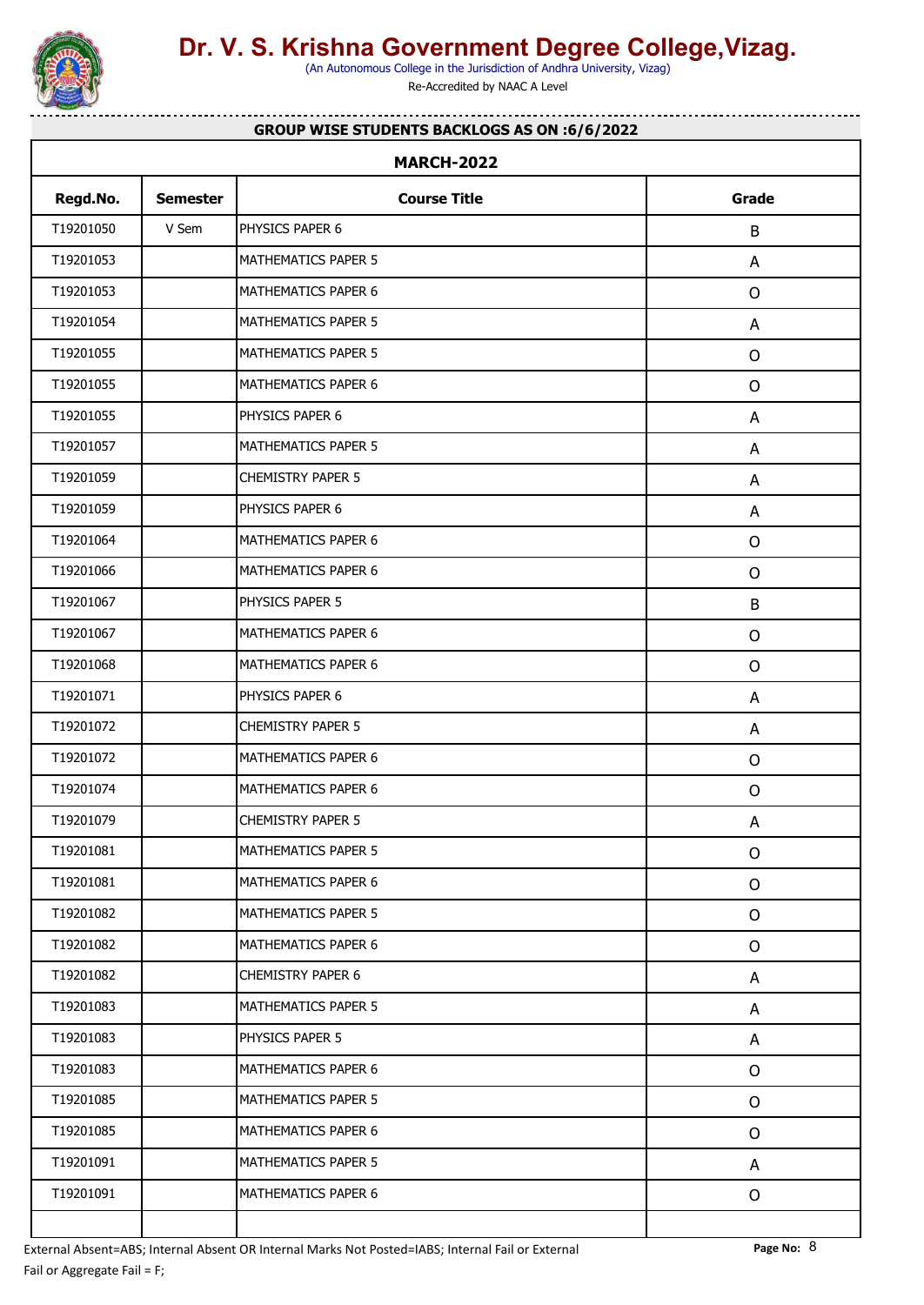# Dr. V. S. Krishna Government Degree College,Vizag.

(An Autonomous College in the Jurisdiction of Andhra University, Vizag)

Re-Accredited by NAAC A Level

**GROUP WISE STUDENTS BACKLOGS AS ON :6/6/2022**

**MARCH-2022**

| Regd.No. | Semester | Course Title | Grade |
|---|---|---|---|
| T19201050 | V Sem | PHYSICS PAPER 6 | B |
| T19201053 | | MATHEMATICS PAPER 5 | A |
| T19201053 | | MATHEMATICS PAPER 6 | O |
| T19201054 | | MATHEMATICS PAPER 5 | A |
| T19201055 | | MATHEMATICS PAPER 5 | O |
| T19201055 | | MATHEMATICS PAPER 6 | O |
| T19201055 | | PHYSICS PAPER 6 | A |
| T19201057 | | MATHEMATICS PAPER 5 | A |
| T19201059 | | CHEMISTRY PAPER 5 | A |
| T19201059 | | PHYSICS PAPER 6 | A |
| T19201064 | | MATHEMATICS PAPER 6 | O |
| T19201066 | | MATHEMATICS PAPER 6 | O |
| T19201067 | | PHYSICS PAPER 5 | B |
| T19201067 | | MATHEMATICS PAPER 6 | O |
| T19201068 | | MATHEMATICS PAPER 6 | O |
| T19201071 | | PHYSICS PAPER 6 | A |
| T19201072 | | CHEMISTRY PAPER 5 | A |
| T19201072 | | MATHEMATICS PAPER 6 | O |
| T19201074 | | MATHEMATICS PAPER 6 | O |
| T19201079 | | CHEMISTRY PAPER 5 | A |
| T19201081 | | MATHEMATICS PAPER 5 | O |
| T19201081 | | MATHEMATICS PAPER 6 | O |
| T19201082 | | MATHEMATICS PAPER 5 | O |
| T19201082 | | MATHEMATICS PAPER 6 | O |
| T19201082 | | CHEMISTRY PAPER 6 | A |
| T19201083 | | MATHEMATICS PAPER 5 | A |
| T19201083 | | PHYSICS PAPER 5 | A |
| T19201083 | | MATHEMATICS PAPER 6 | O |
| T19201085 | | MATHEMATICS PAPER 5 | O |
| T19201085 | | MATHEMATICS PAPER 6 | O |
| T19201091 | | MATHEMATICS PAPER 5 | A |
| T19201091 | | MATHEMATICS PAPER 6 | O |

External Absent=ABS; Internal Absent OR Internal Marks Not Posted=IABS; Internal Fail or External Fail or Aggregate Fail = F;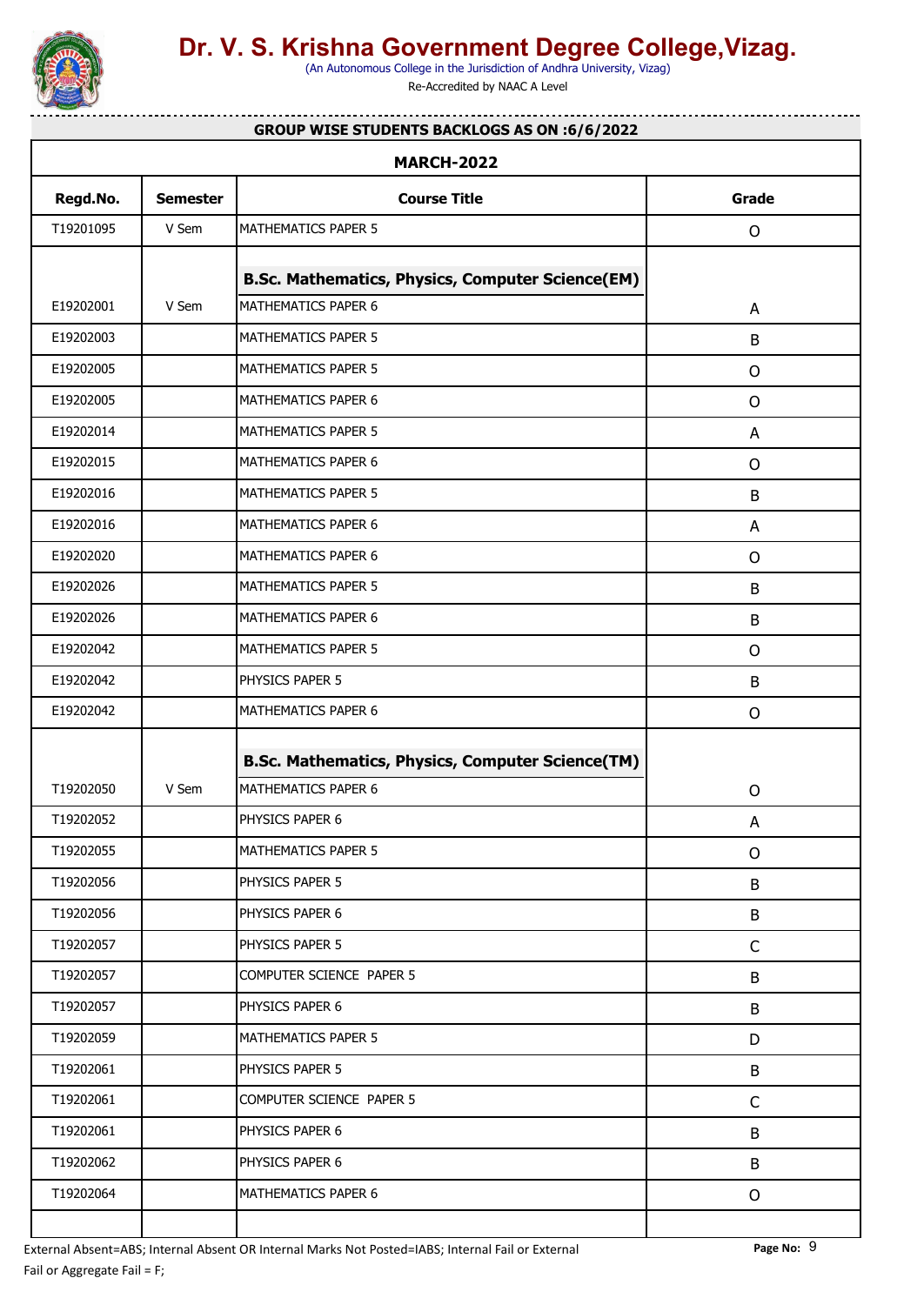# Dr. V. S. Krishna Government Degree College,Vizag.

(An Autonomous College in the Jurisdiction of Andhra University, Vizag)

Re-Accredited by NAAC A Level

**GROUP WISE STUDENTS BACKLOGS AS ON :6/6/2022**

| **MARCH-2022** | | | |
|---|---|---|---|
| **Regd.No.** | **Semester** | **Course Title** | **Grade** |
| T19201095 | V Sem | MATHEMATICS PAPER 5 | O |
| | | **B.Sc. Mathematics, Physics, Computer Science(EM)** | |
| E19202001 | V Sem | MATHEMATICS PAPER 6 | A |
| E19202003 | | MATHEMATICS PAPER 5 | B |
| E19202005 | | MATHEMATICS PAPER 5 | O |
| E19202005 | | MATHEMATICS PAPER 6 | O |
| E19202014 | | MATHEMATICS PAPER 5 | A |
| E19202015 | | MATHEMATICS PAPER 6 | O |
| E19202016 | | MATHEMATICS PAPER 5 | B |
| E19202016 | | MATHEMATICS PAPER 6 | A |
| E19202020 | | MATHEMATICS PAPER 6 | O |
| E19202026 | | MATHEMATICS PAPER 5 | B |
| E19202026 | | MATHEMATICS PAPER 6 | B |
| E19202042 | | MATHEMATICS PAPER 5 | O |
| E19202042 | | PHYSICS PAPER 5 | B |
| E19202042 | | MATHEMATICS PAPER 6 | O |
| | | **B.Sc. Mathematics, Physics, Computer Science(TM)** | |
| T19202050 | V Sem | MATHEMATICS PAPER 6 | O |
| T19202052 | | PHYSICS PAPER 6 | A |
| T19202055 | | MATHEMATICS PAPER 5 | O |
| T19202056 | | PHYSICS PAPER 5 | B |
| T19202056 | | PHYSICS PAPER 6 | B |
| T19202057 | | PHYSICS PAPER 5 | C |
| T19202057 | | COMPUTER SCIENCE PAPER 5 | B |
| T19202057 | | PHYSICS PAPER 6 | B |
| T19202059 | | MATHEMATICS PAPER 5 | D |
| T19202061 | | PHYSICS PAPER 5 | B |
| T19202061 | | COMPUTER SCIENCE PAPER 5 | C |
| T19202061 | | PHYSICS PAPER 6 | B |
| T19202062 | | PHYSICS PAPER 6 | B |
| T19202064 | | MATHEMATICS PAPER 6 | O |

External Absent=ABS; Internal Absent OR Internal Marks Not Posted=IABS; Internal Fail or External Fail or Aggregate Fail = F;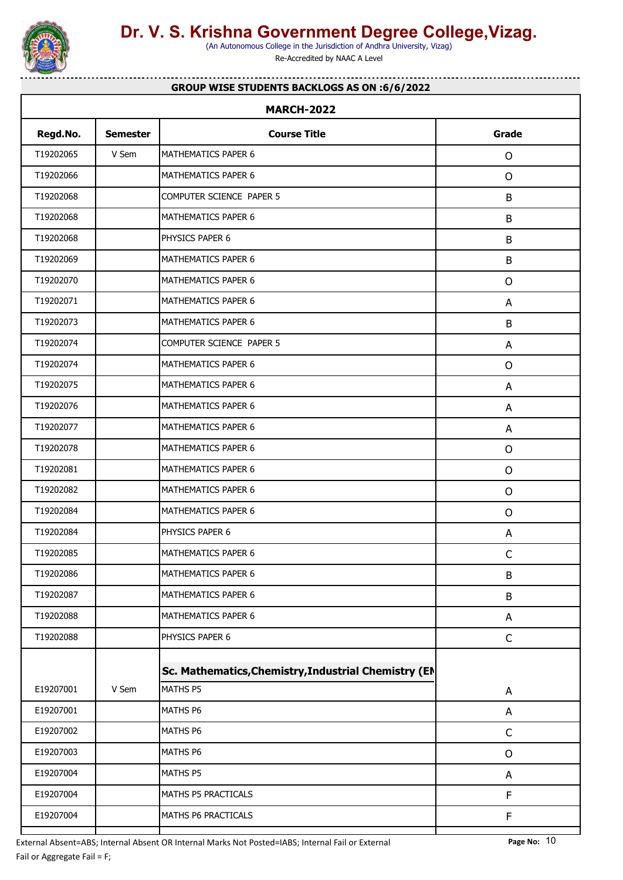# Dr. V. S. Krishna Government Degree College,Vizag.

(An Autonomous College in the Jurisdiction of Andhra University, Vizag)

Re-Accredited by NAAC A Level

**GROUP WISE STUDENTS BACKLOGS AS ON :6/6/2022**

**MARCH-2022**

| Regd.No. | Semester | Course Title | Grade |
|---|---|---|---|
| T19202065 | V Sem | MATHEMATICS PAPER 6 | O |
| T19202066 | | MATHEMATICS PAPER 6 | O |
| T19202068 | | COMPUTER SCIENCE PAPER 5 | B |
| T19202068 | | MATHEMATICS PAPER 6 | B |
| T19202068 | | PHYSICS PAPER 6 | B |
| T19202069 | | MATHEMATICS PAPER 6 | B |
| T19202070 | | MATHEMATICS PAPER 6 | O |
| T19202071 | | MATHEMATICS PAPER 6 | A |
| T19202073 | | MATHEMATICS PAPER 6 | B |
| T19202074 | | COMPUTER SCIENCE PAPER 5 | A |
| T19202074 | | MATHEMATICS PAPER 6 | O |
| T19202075 | | MATHEMATICS PAPER 6 | A |
| T19202076 | | MATHEMATICS PAPER 6 | A |
| T19202077 | | MATHEMATICS PAPER 6 | A |
| T19202078 | | MATHEMATICS PAPER 6 | O |
| T19202081 | | MATHEMATICS PAPER 6 | O |
| T19202082 | | MATHEMATICS PAPER 6 | O |
| T19202084 | | MATHEMATICS PAPER 6 | O |
| T19202084 | | PHYSICS PAPER 6 | A |
| T19202085 | | MATHEMATICS PAPER 6 | C |
| T19202086 | | MATHEMATICS PAPER 6 | B |
| T19202087 | | MATHEMATICS PAPER 6 | B |
| T19202088 | | MATHEMATICS PAPER 6 | A |
| T19202088 | | PHYSICS PAPER 6 | C |
| | | **Sc. Mathematics,Chemistry,Industrial Chemistry (EN** | |
| E19207001 | V Sem | MATHS P5 | A |
| E19207001 | | MATHS P6 | A |
| E19207002 | | MATHS P6 | C |
| E19207003 | | MATHS P6 | O |
| E19207004 | | MATHS P5 | A |
| E19207004 | | MATHS P5 PRACTICALS | F |
| E19207004 | | MATHS P6 PRACTICALS | F |

External Absent=ABS; Internal Absent OR Internal Marks Not Posted=IABS; Internal Fail or External Fail or Aggregate Fail = F;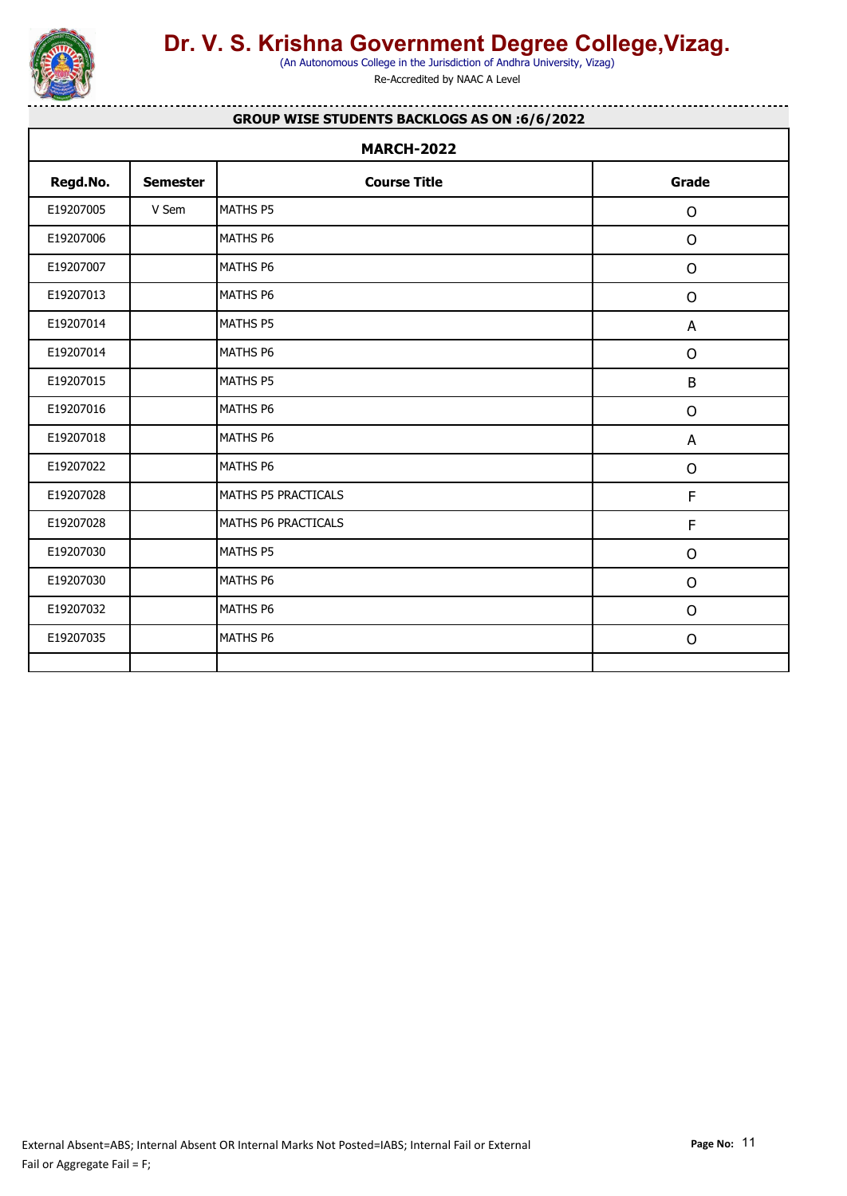# Dr. V. S. Krishna Government Degree College,Vizag.

(An Autonomous College in the Jurisdiction of Andhra University, Vizag)

Re-Accredited by NAAC A Level

## GROUP WISE STUDENTS BACKLOGS AS ON :6/6/2022

### MARCH-2022

| Regd.No. | Semester | Course Title | Grade |
|---|---|---|---|
| E19207005 | V Sem | MATHS P5 | O |
| E19207006 | | MATHS P6 | O |
| E19207007 | | MATHS P6 | O |
| E19207013 | | MATHS P6 | O |
| E19207014 | | MATHS P5 | A |
| E19207014 | | MATHS P6 | O |
| E19207015 | | MATHS P5 | B |
| E19207016 | | MATHS P6 | O |
| E19207018 | | MATHS P6 | A |
| E19207022 | | MATHS P6 | O |
| E19207028 | | MATHS P5 PRACTICALS | F |
| E19207028 | | MATHS P6 PRACTICALS | F |
| E19207030 | | MATHS P5 | O |
| E19207030 | | MATHS P6 | O |
| E19207032 | | MATHS P6 | O |
| E19207035 | | MATHS P6 | O |
| | | | |

External Absent=ABS; Internal Absent OR Internal Marks Not Posted=IABS; Internal Fail or External Fail or Aggregate Fail = F;